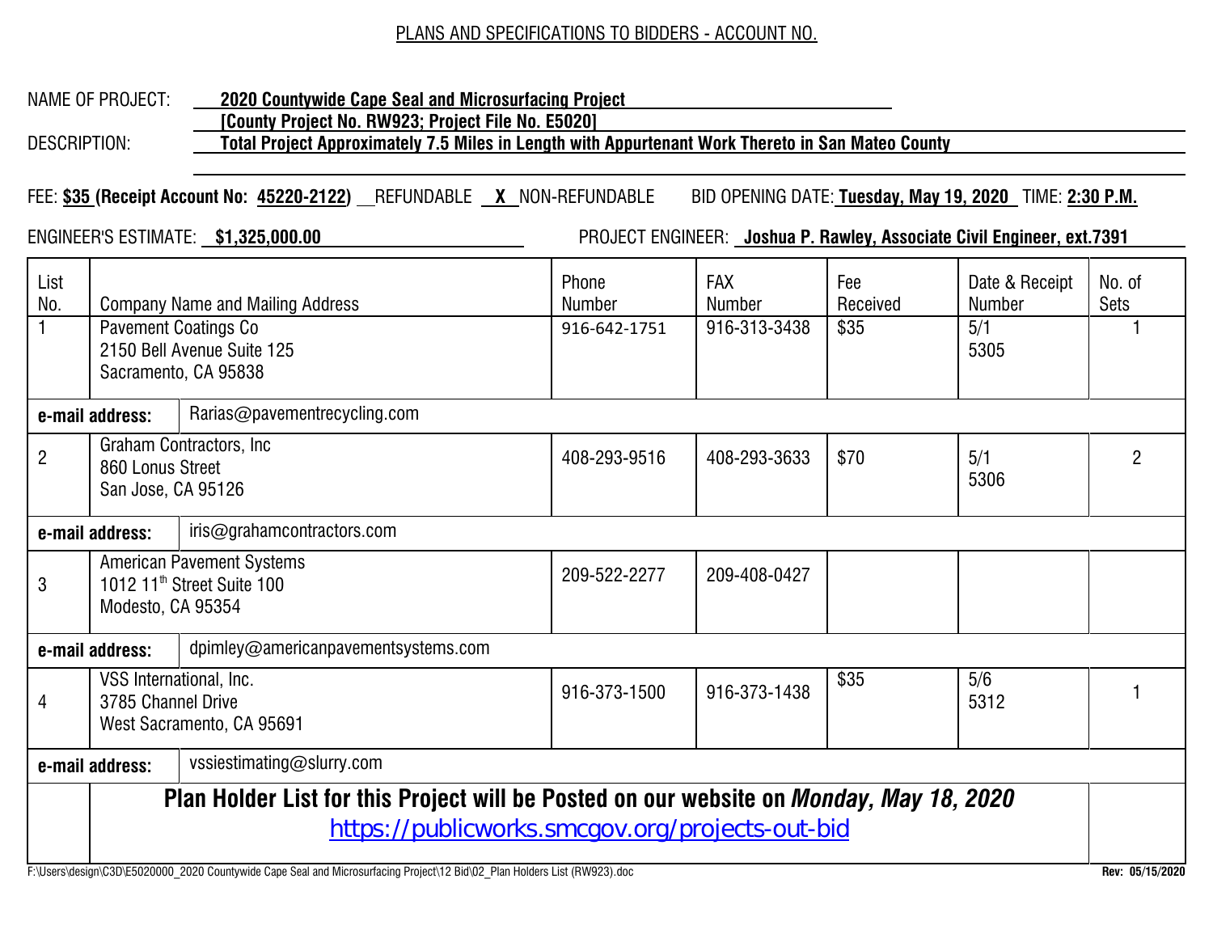## PLANS AND SPECIFICATIONS TO BIDDERS - ACCOUNT NO.

NAME OF PROJECT: **2020 Countywide Cape Seal and Microsurfacing Project**
**[County Project No. RW923; Project File No. E5020]**

DESCRIPTION: **Total Project Approximately 7.5 Miles in Length with Appurtenant Work Thereto in San Mateo County**

FEE: **$35 (Receipt Account No: 45220-2122)** __REFUNDABLE __**X**__ NON-REFUNDABLE BID OPENING DATE: **Tuesday, May 19, 2020** TIME: **2:30 P.M.**

ENGINEER'S ESTIMATE: **$1,325,000.00** PROJECT ENGINEER: **Joshua P. Rawley, Associate Civil Engineer, ext.7391**

| List No. | Company Name and Mailing Address | Phone Number | FAX Number | Fee Received | Date & Receipt Number | No. of Sets |
|---|---|---|---|---|---|---|
| 1 | Pavement Coatings Co<br>2150 Bell Avenue Suite 125<br>Sacramento, CA 95838 | 916-642-1751 | 916-313-3438 | $35 | 5/1<br>5305 | 1 |
| **e-mail address:** | Rarias@pavementrecycling.com | | | | | |
| 2 | Graham Contractors, Inc<br>860 Lonus Street<br>San Jose, CA 95126 | 408-293-9516 | 408-293-3633 | $70 | 5/1<br>5306 | 2 |
| **e-mail address:** | iris@grahamcontractors.com | | | | | |
| 3 | American Pavement Systems<br>1012 11th Street Suite 100<br>Modesto, CA 95354 | 209-522-2277 | 209-408-0427 | | | |
| **e-mail address:** | dpimley@americanpavementsystems.com | | | | | |
| 4 | VSS International, Inc.<br>3785 Channel Drive<br>West Sacramento, CA 95691 | 916-373-1500 | 916-373-1438 | $35 | 5/6<br>5312 | 1 |
| **e-mail address:** | vssiestimating@slurry.com | | | | | |

**Plan Holder List for this Project will be Posted on our website on *Monday, May 18, 2020***
https://publicworks.smcgov.org/projects-out-bid

F:\Users\design\C3D\E5020000_2020 Countywide Cape Seal and Microsurfacing Project\12 Bid\02_Plan Holders List (RW923).doc

**Rev: 05/15/2020**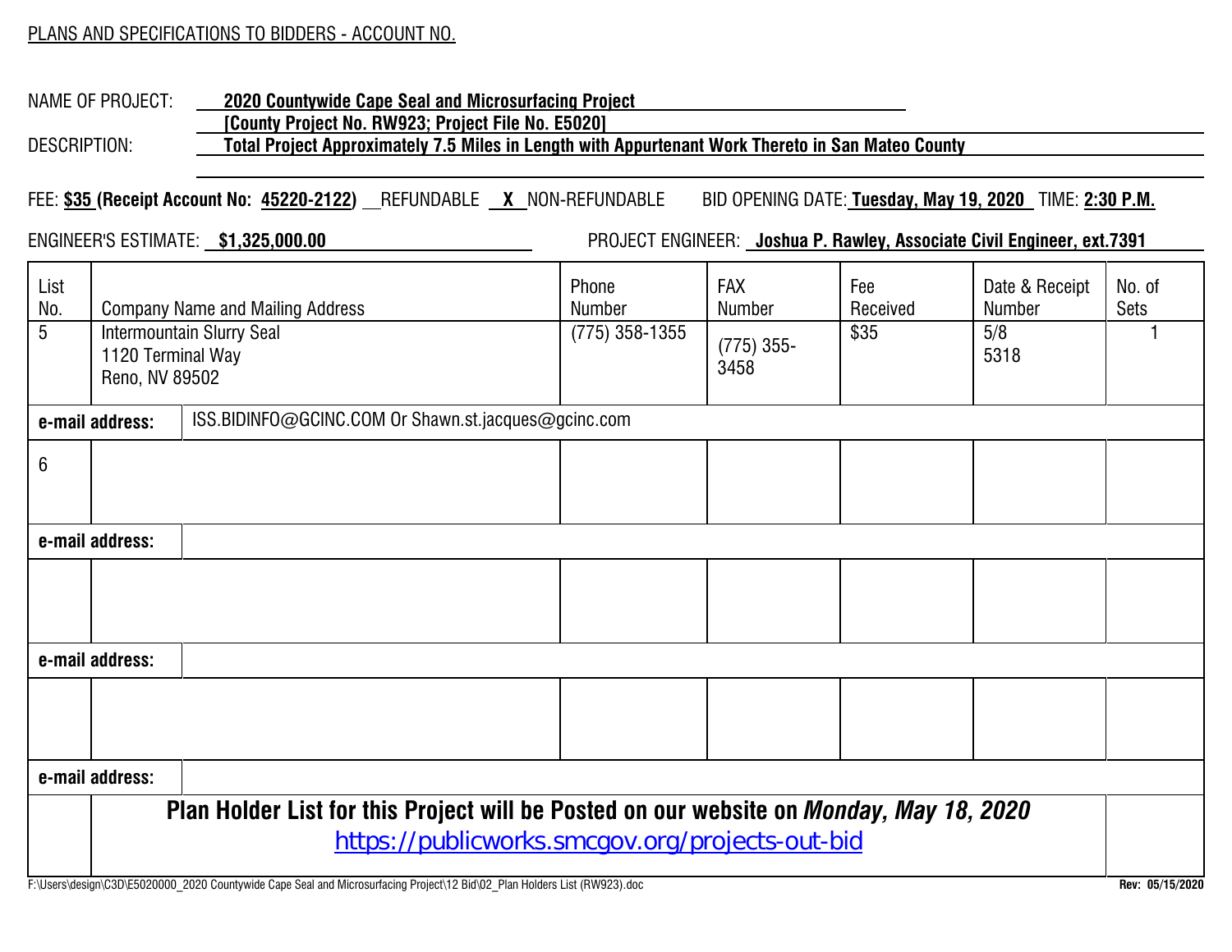PLANS AND SPECIFICATIONS TO BIDDERS - ACCOUNT NO.

NAME OF PROJECT: **2020 Countywide Cape Seal and Microsurfacing Project**
**[County Project No. RW923; Project File No. E5020]**

DESCRIPTION: **Total Project Approximately 7.5 Miles in Length with Appurtenant Work Thereto in San Mateo County**

FEE: **$35 (Receipt Account No: 45220-2122)** ___REFUNDABLE **X** NON-REFUNDABLE    BID OPENING DATE: **Tuesday, May 19, 2020** TIME: **2:30 P.M.**

ENGINEER'S ESTIMATE: **$1,325,000.00**    PROJECT ENGINEER: **Joshua P. Rawley, Associate Civil Engineer, ext.7391**

| List No. | Company Name and Mailing Address | Phone Number | FAX Number | Fee Received | Date & Receipt Number | No. of Sets |
|---|---|---|---|---|---|---|
| 5 | Intermountain Slurry Seal<br>1120 Terminal Way<br>Reno, NV 89502 | (775) 358-1355 | (775) 355-3458 | $35 | 5/8<br>5318 | 1 |
| **e-mail address:** | ISS.BIDINFO@GCINC.COM Or Shawn.st.jacques@gcinc.com | | | | | |
| 6 | | | | | | |
| **e-mail address:** | | | | | | |
| | | | | | | |
| **e-mail address:** | | | | | | |
| | | | | | | |
| **e-mail address:** | | | | | | |

**Plan Holder List for this Project will be Posted on our website on *Monday, May 18, 2020***
https://publicworks.smcgov.org/projects-out-bid

F:\Users\design\C3D\E5020000_2020 Countywide Cape Seal and Microsurfacing Project\12 Bid\02_Plan Holders List (RW923).doc    **Rev: 05/15/2020**